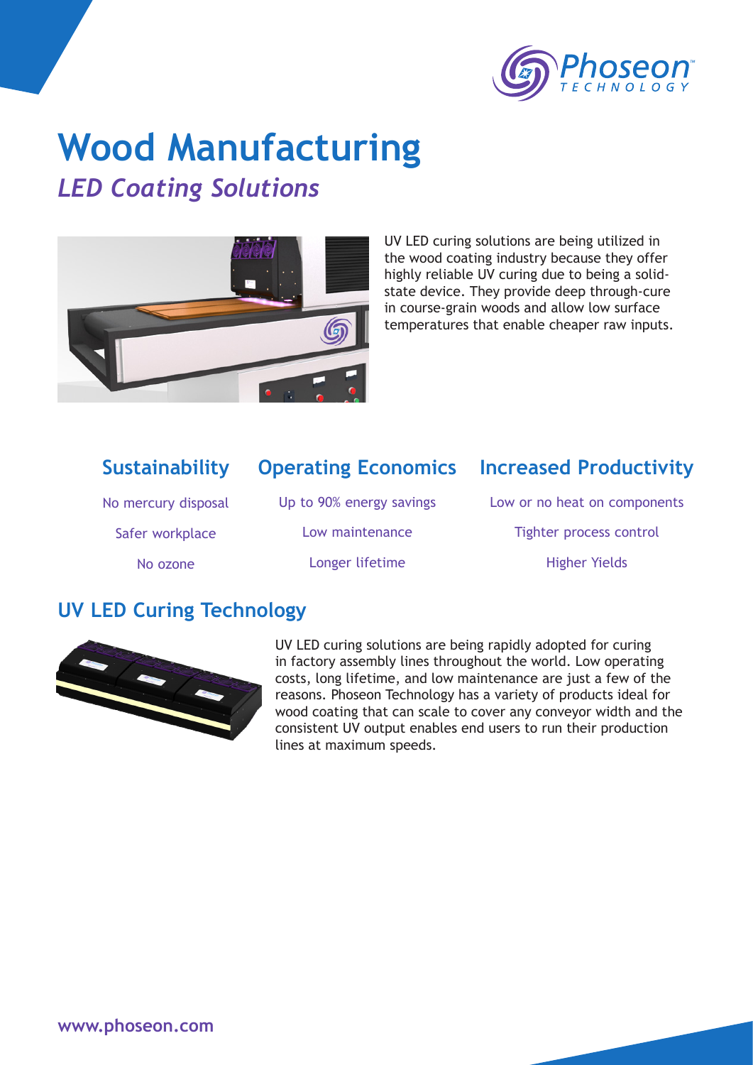# Wood Manufacturing

## *LED Coating Solutions*

UV LED curing solutions are being utilized in the wood coating industry because they offer highly reliable UV curing due to being a solid-state device. They provide deep through-cure in course-grain woods and allow low surface temperatures that enable cheaper raw inputs.

| Sustainability | Operating Economics | Increased Productivity |
|---|---|---|
| No mercury disposal | Up to 90% energy savings | Low or no heat on components |
| Safer workplace | Low maintenance | Tighter process control |
| No ozone | Longer lifetime | Higher Yields |

## UV LED Curing Technology

UV LED curing solutions are being rapidly adopted for curing in factory assembly lines throughout the world. Low operating costs, long lifetime, and low maintenance are just a few of the reasons. Phoseon Technology has a variety of products ideal for wood coating that can scale to cover any conveyor width and the consistent UV output enables end users to run their production lines at maximum speeds.

www.phoseon.com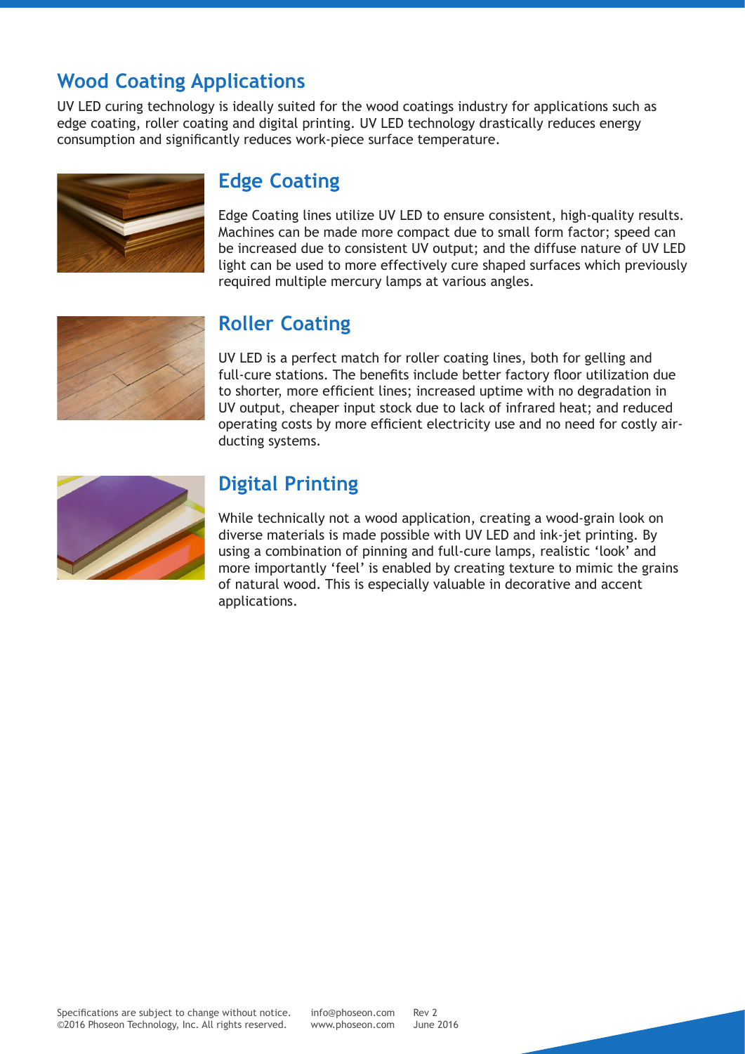## Wood Coating Applications

UV LED curing technology is ideally suited for the wood coatings industry for applications such as edge coating, roller coating and digital printing. UV LED technology drastically reduces energy consumption and significantly reduces work-piece surface temperature.

### Edge Coating

Edge Coating lines utilize UV LED to ensure consistent, high-quality results. Machines can be made more compact due to small form factor; speed can be increased due to consistent UV output; and the diffuse nature of UV LED light can be used to more effectively cure shaped surfaces which previously required multiple mercury lamps at various angles.

### Roller Coating

UV LED is a perfect match for roller coating lines, both for gelling and full-cure stations. The benefits include better factory floor utilization due to shorter, more efficient lines; increased uptime with no degradation in UV output, cheaper input stock due to lack of infrared heat; and reduced operating costs by more efficient electricity use and no need for costly air-ducting systems.

### Digital Printing

While technically not a wood application, creating a wood-grain look on diverse materials is made possible with UV LED and ink-jet printing. By using a combination of pinning and full-cure lamps, realistic 'look' and more importantly 'feel' is enabled by creating texture to mimic the grains of natural wood. This is especially valuable in decorative and accent applications.

Specifications are subject to change without notice.
©2016 Phoseon Technology, Inc. All rights reserved.

info@phoseon.com
www.phoseon.com

Rev 2
June 2016